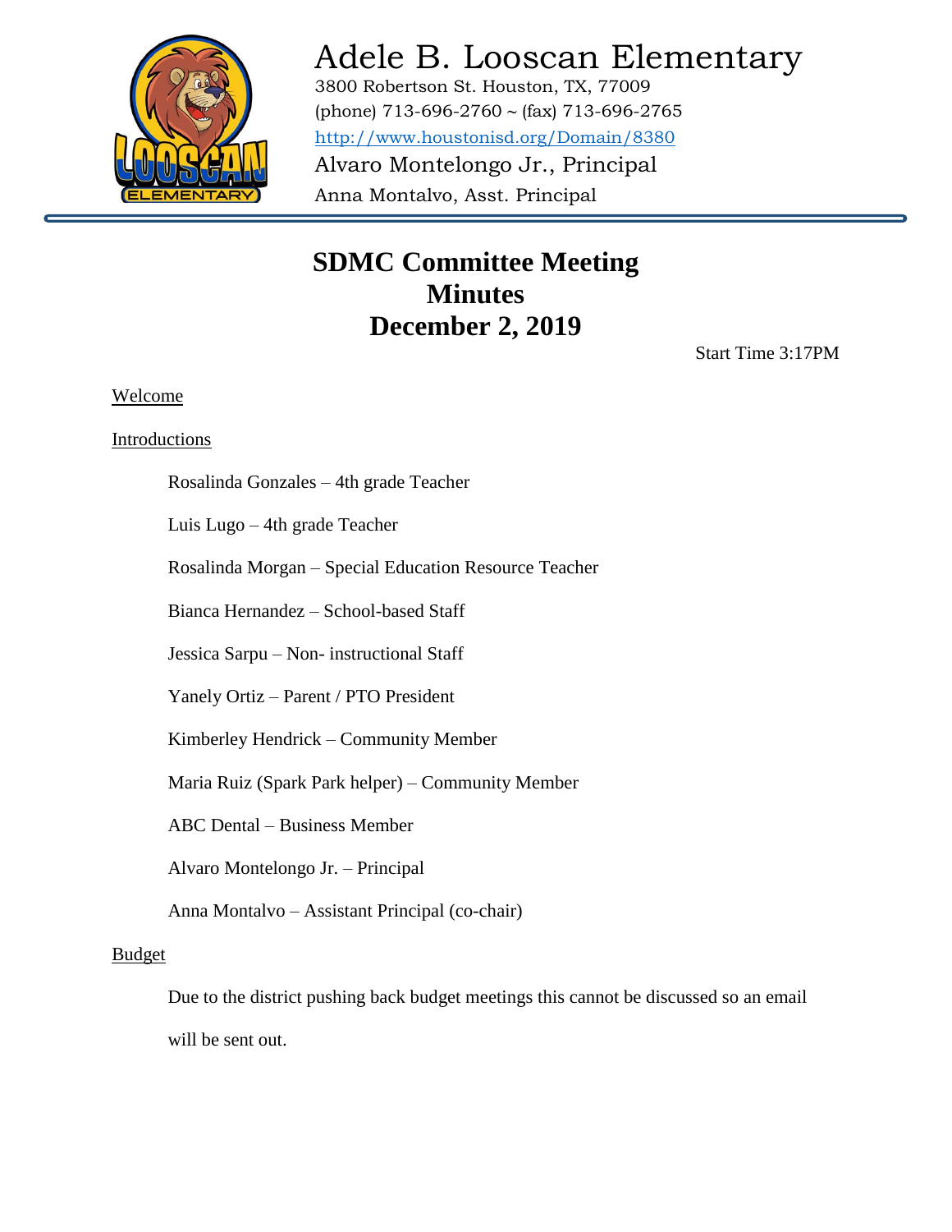# Adele B. Looscan Elementary

3800 Robertson St. Houston, TX, 77009
(phone) 713-696-2760 ~ (fax) 713-696-2765
http://www.houstonisd.org/Domain/8380
Alvaro Montelongo Jr., Principal
Anna Montalvo, Asst. Principal

---

## SDMC Committee Meeting
## Minutes
## December 2, 2019

Start Time 3:17PM

Welcome

Introductions

Rosalinda Gonzales – 4th grade Teacher

Luis Lugo – 4th grade Teacher

Rosalinda Morgan – Special Education Resource Teacher

Bianca Hernandez – School-based Staff

Jessica Sarpu – Non- instructional Staff

Yanely Ortiz – Parent / PTO President

Kimberley Hendrick – Community Member

Maria Ruiz (Spark Park helper) – Community Member

ABC Dental – Business Member

Alvaro Montelongo Jr. – Principal

Anna Montalvo – Assistant Principal (co-chair)

Budget

Due to the district pushing back budget meetings this cannot be discussed so an email will be sent out.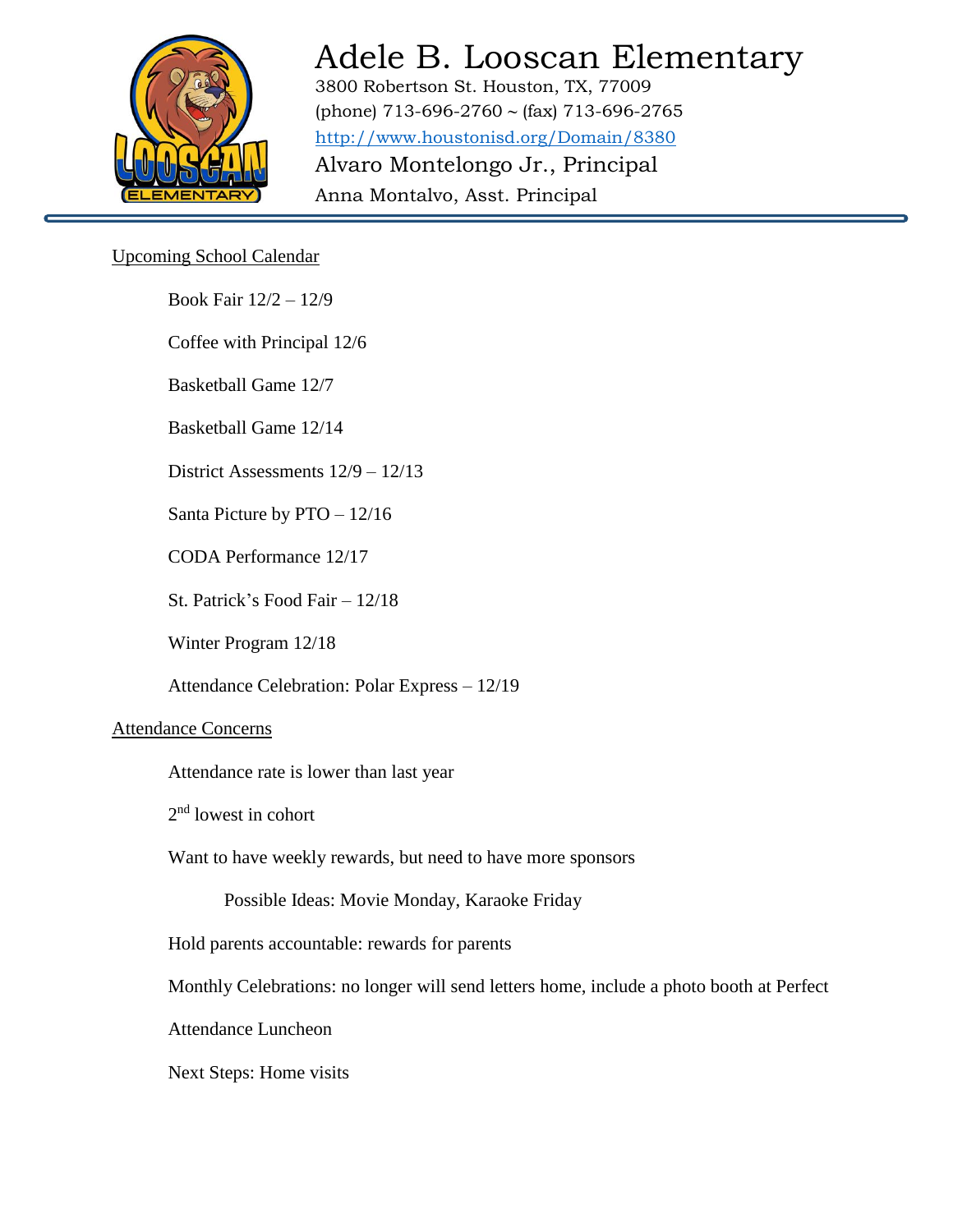# Adele B. Looscan Elementary

3800 Robertson St. Houston, TX, 77009
(phone) 713-696-2760 ~ (fax) 713-696-2765
http://www.houstonisd.org/Domain/8380
Alvaro Montelongo Jr., Principal
Anna Montalvo, Asst. Principal

---

Upcoming School Calendar

- Book Fair 12/2 – 12/9
- Coffee with Principal 12/6
- Basketball Game 12/7
- Basketball Game 12/14
- District Assessments 12/9 – 12/13
- Santa Picture by PTO – 12/16
- CODA Performance 12/17
- St. Patrick's Food Fair – 12/18
- Winter Program 12/18
- Attendance Celebration: Polar Express – 12/19

Attendance Concerns

- Attendance rate is lower than last year
- 2nd lowest in cohort
- Want to have weekly rewards, but need to have more sponsors
  - Possible Ideas: Movie Monday, Karaoke Friday
- Hold parents accountable: rewards for parents
- Monthly Celebrations: no longer will send letters home, include a photo booth at Perfect
- Attendance Luncheon
- Next Steps: Home visits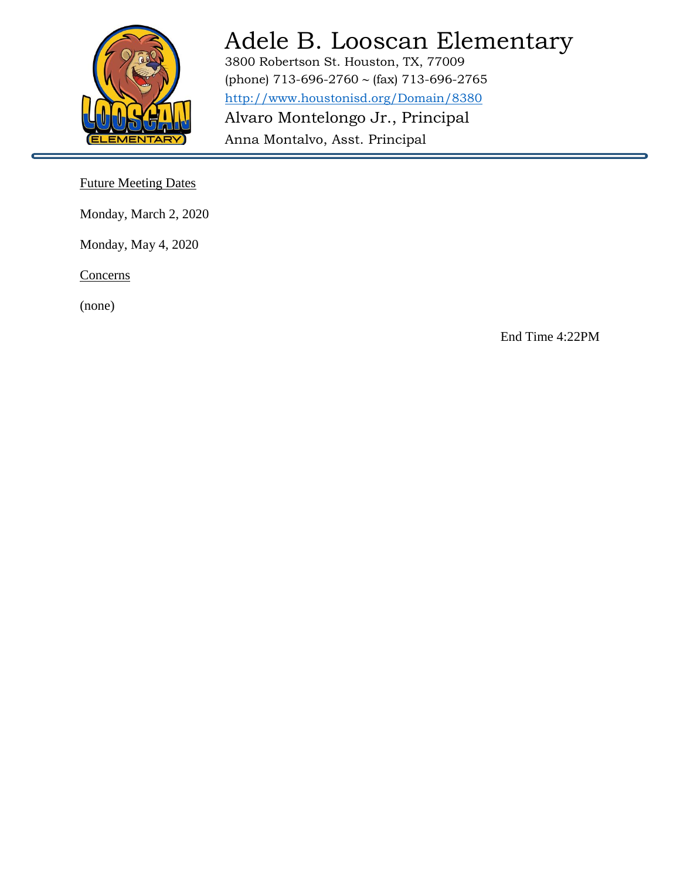# Adele B. Looscan Elementary

3800 Robertson St. Houston, TX, 77009
(phone) 713-696-2760 ~ (fax) 713-696-2765
http://www.houstonisd.org/Domain/8380
Alvaro Montelongo Jr., Principal
Anna Montalvo, Asst. Principal

Future Meeting Dates

Monday, March 2, 2020

Monday, May 4, 2020

Concerns

(none)

End Time 4:22PM